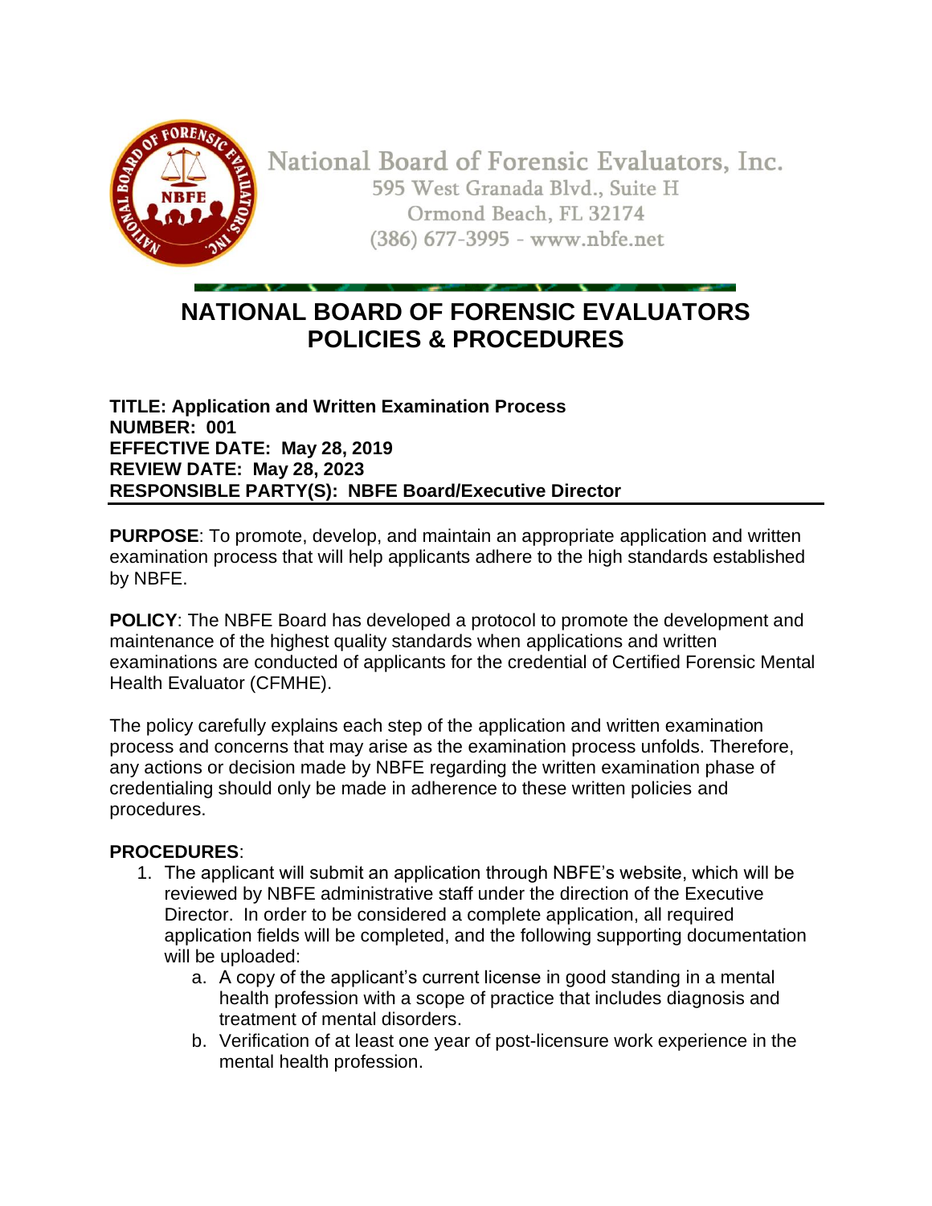National Board of Forensic Evaluators, Inc.
595 West Granada Blvd., Suite H
Ormond Beach, FL 32174
(386) 677-3995 - www.nbfe.net

# NATIONAL BOARD OF FORENSIC EVALUATORS POLICIES & PROCEDURES

**TITLE: Application and Written Examination Process**
**NUMBER: 001**
**EFFECTIVE DATE: May 28, 2019**
**REVIEW DATE: May 28, 2023**
**RESPONSIBLE PARTY(S): NBFE Board/Executive Director**

**PURPOSE**: To promote, develop, and maintain an appropriate application and written examination process that will help applicants adhere to the high standards established by NBFE.

**POLICY**: The NBFE Board has developed a protocol to promote the development and maintenance of the highest quality standards when applications and written examinations are conducted of applicants for the credential of Certified Forensic Mental Health Evaluator (CFMHE).

The policy carefully explains each step of the application and written examination process and concerns that may arise as the examination process unfolds. Therefore, any actions or decision made by NBFE regarding the written examination phase of credentialing should only be made in adherence to these written policies and procedures.

**PROCEDURES**:

1. The applicant will submit an application through NBFE's website, which will be reviewed by NBFE administrative staff under the direction of the Executive Director. In order to be considered a complete application, all required application fields will be completed, and the following supporting documentation will be uploaded:
    a. A copy of the applicant's current license in good standing in a mental health profession with a scope of practice that includes diagnosis and treatment of mental disorders.
    b. Verification of at least one year of post-licensure work experience in the mental health profession.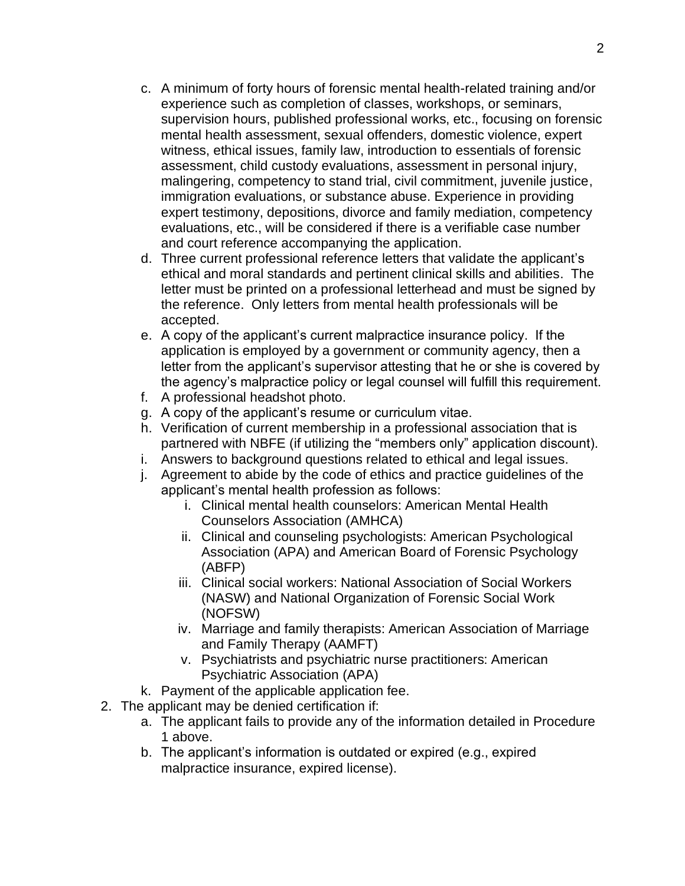c. A minimum of forty hours of forensic mental health-related training and/or experience such as completion of classes, workshops, or seminars, supervision hours, published professional works, etc., focusing on forensic mental health assessment, sexual offenders, domestic violence, expert witness, ethical issues, family law, introduction to essentials of forensic assessment, child custody evaluations, assessment in personal injury, malingering, competency to stand trial, civil commitment, juvenile justice, immigration evaluations, or substance abuse. Experience in providing expert testimony, depositions, divorce and family mediation, competency evaluations, etc., will be considered if there is a verifiable case number and court reference accompanying the application.

d. Three current professional reference letters that validate the applicant's ethical and moral standards and pertinent clinical skills and abilities. The letter must be printed on a professional letterhead and must be signed by the reference. Only letters from mental health professionals will be accepted.

e. A copy of the applicant's current malpractice insurance policy. If the application is employed by a government or community agency, then a letter from the applicant's supervisor attesting that he or she is covered by the agency's malpractice policy or legal counsel will fulfill this requirement.

f. A professional headshot photo.

g. A copy of the applicant's resume or curriculum vitae.

h. Verification of current membership in a professional association that is partnered with NBFE (if utilizing the "members only" application discount).

i. Answers to background questions related to ethical and legal issues.

j. Agreement to abide by the code of ethics and practice guidelines of the applicant's mental health profession as follows:
   - i. Clinical mental health counselors: American Mental Health Counselors Association (AMHCA)
   - ii. Clinical and counseling psychologists: American Psychological Association (APA) and American Board of Forensic Psychology (ABFP)
   - iii. Clinical social workers: National Association of Social Workers (NASW) and National Organization of Forensic Social Work (NOFSW)
   - iv. Marriage and family therapists: American Association of Marriage and Family Therapy (AAMFT)
   - v. Psychiatrists and psychiatric nurse practitioners: American Psychiatric Association (APA)

k. Payment of the applicable application fee.

2. The applicant may be denied certification if:
   a. The applicant fails to provide any of the information detailed in Procedure 1 above.
   b. The applicant's information is outdated or expired (e.g., expired malpractice insurance, expired license).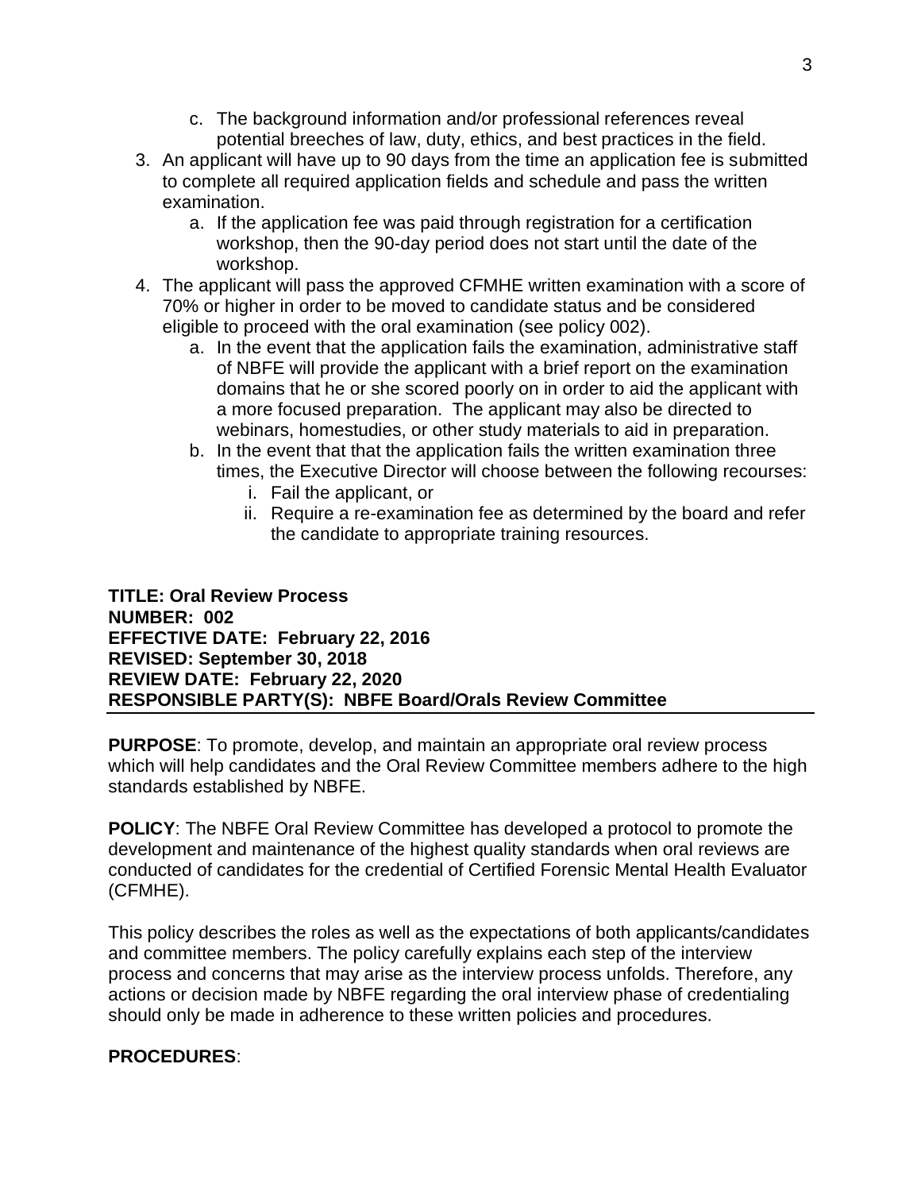c. The background information and/or professional references reveal potential breeches of law, duty, ethics, and best practices in the field.

3. An applicant will have up to 90 days from the time an application fee is submitted to complete all required application fields and schedule and pass the written examination.
   a. If the application fee was paid through registration for a certification workshop, then the 90-day period does not start until the date of the workshop.
4. The applicant will pass the approved CFMHE written examination with a score of 70% or higher in order to be moved to candidate status and be considered eligible to proceed with the oral examination (see policy 002).
   a. In the event that the application fails the examination, administrative staff of NBFE will provide the applicant with a brief report on the examination domains that he or she scored poorly on in order to aid the applicant with a more focused preparation. The applicant may also be directed to webinars, homestudies, or other study materials to aid in preparation.
   b. In the event that the application fails the written examination three times, the Executive Director will choose between the following recourses:
      i. Fail the applicant, or
      ii. Require a re-examination fee as determined by the board and refer the candidate to appropriate training resources.

**TITLE: Oral Review Process**
**NUMBER: 002**
**EFFECTIVE DATE: February 22, 2016**
**REVISED: September 30, 2018**
**REVIEW DATE: February 22, 2020**
**RESPONSIBLE PARTY(S): NBFE Board/Orals Review Committee**

---

**PURPOSE**: To promote, develop, and maintain an appropriate oral review process which will help candidates and the Oral Review Committee members adhere to the high standards established by NBFE.

**POLICY**: The NBFE Oral Review Committee has developed a protocol to promote the development and maintenance of the highest quality standards when oral reviews are conducted of candidates for the credential of Certified Forensic Mental Health Evaluator (CFMHE).

This policy describes the roles as well as the expectations of both applicants/candidates and committee members. The policy carefully explains each step of the interview process and concerns that may arise as the interview process unfolds. Therefore, any actions or decision made by NBFE regarding the oral interview phase of credentialing should only be made in adherence to these written policies and procedures.

**PROCEDURES**: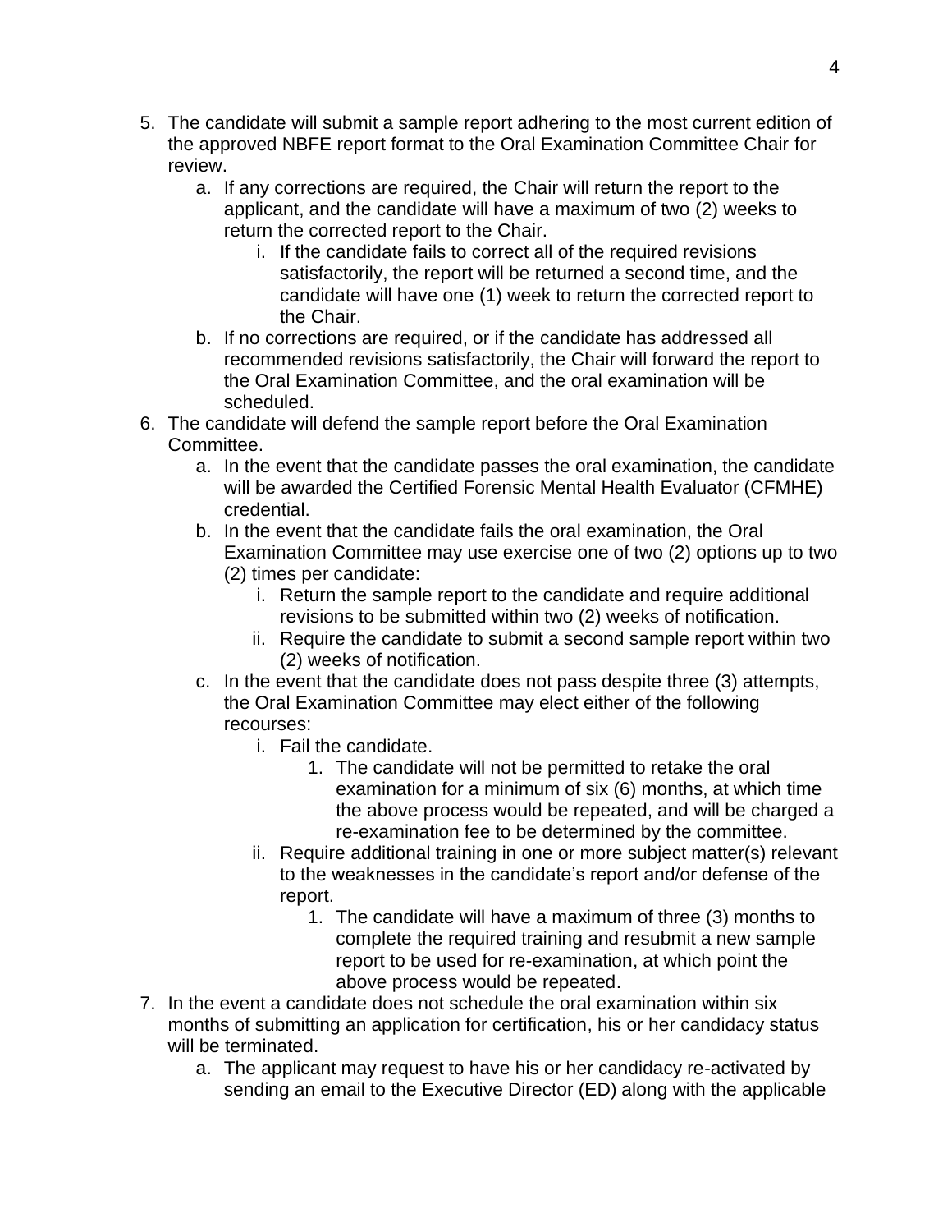5. The candidate will submit a sample report adhering to the most current edition of the approved NBFE report format to the Oral Examination Committee Chair for review.
    a. If any corrections are required, the Chair will return the report to the applicant, and the candidate will have a maximum of two (2) weeks to return the corrected report to the Chair.
        i. If the candidate fails to correct all of the required revisions satisfactorily, the report will be returned a second time, and the candidate will have one (1) week to return the corrected report to the Chair.
    b. If no corrections are required, or if the candidate has addressed all recommended revisions satisfactorily, the Chair will forward the report to the Oral Examination Committee, and the oral examination will be scheduled.
6. The candidate will defend the sample report before the Oral Examination Committee.
    a. In the event that the candidate passes the oral examination, the candidate will be awarded the Certified Forensic Mental Health Evaluator (CFMHE) credential.
    b. In the event that the candidate fails the oral examination, the Oral Examination Committee may use exercise one of two (2) options up to two (2) times per candidate:
        i. Return the sample report to the candidate and require additional revisions to be submitted within two (2) weeks of notification.
        ii. Require the candidate to submit a second sample report within two (2) weeks of notification.
    c. In the event that the candidate does not pass despite three (3) attempts, the Oral Examination Committee may elect either of the following recourses:
        i. Fail the candidate.
            1. The candidate will not be permitted to retake the oral examination for a minimum of six (6) months, at which time the above process would be repeated, and will be charged a re-examination fee to be determined by the committee.
        ii. Require additional training in one or more subject matter(s) relevant to the weaknesses in the candidate's report and/or defense of the report.
            1. The candidate will have a maximum of three (3) months to complete the required training and resubmit a new sample report to be used for re-examination, at which point the above process would be repeated.
7. In the event a candidate does not schedule the oral examination within six months of submitting an application for certification, his or her candidacy status will be terminated.
    a. The applicant may request to have his or her candidacy re-activated by sending an email to the Executive Director (ED) along with the applicable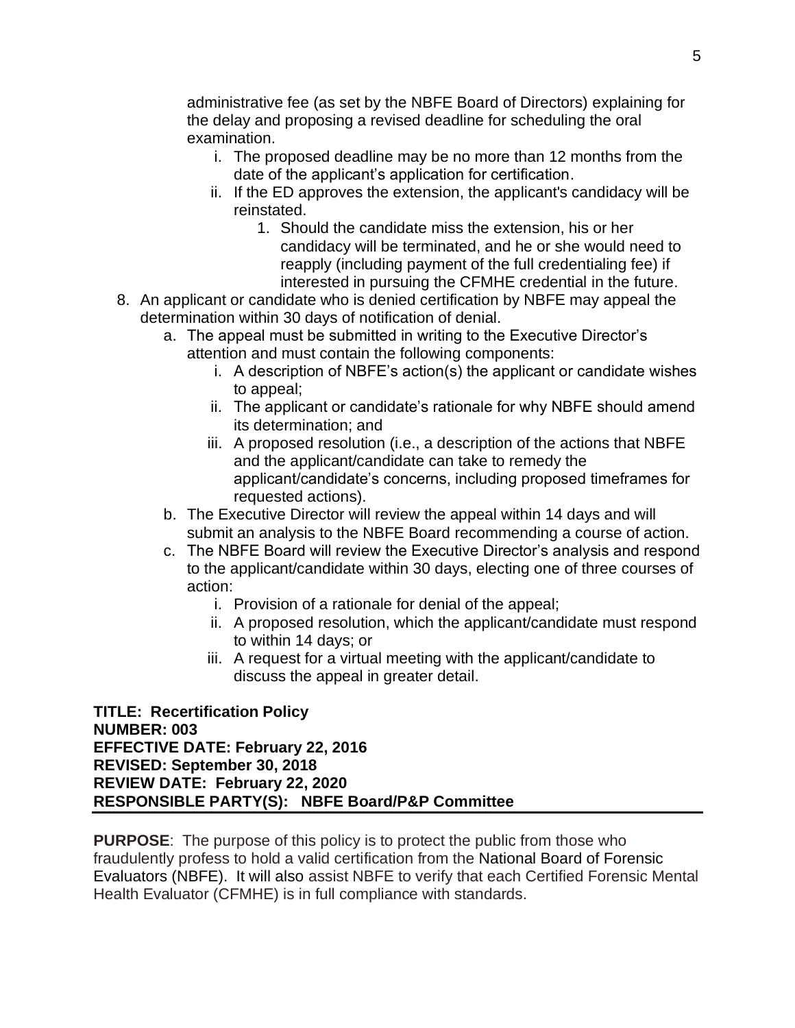administrative fee (as set by the NBFE Board of Directors) explaining for the delay and proposing a revised deadline for scheduling the oral examination.

  i. The proposed deadline may be no more than 12 months from the date of the applicant's application for certification.
  ii. If the ED approves the extension, the applicant's candidacy will be reinstated.
     1. Should the candidate miss the extension, his or her candidacy will be terminated, and he or she would need to reapply (including payment of the full credentialing fee) if interested in pursuing the CFMHE credential in the future.

8. An applicant or candidate who is denied certification by NBFE may appeal the determination within 30 days of notification of denial.
   a. The appeal must be submitted in writing to the Executive Director's attention and must contain the following components:
      i. A description of NBFE's action(s) the applicant or candidate wishes to appeal;
      ii. The applicant or candidate's rationale for why NBFE should amend its determination; and
      iii. A proposed resolution (i.e., a description of the actions that NBFE and the applicant/candidate can take to remedy the applicant/candidate's concerns, including proposed timeframes for requested actions).
   b. The Executive Director will review the appeal within 14 days and will submit an analysis to the NBFE Board recommending a course of action.
   c. The NBFE Board will review the Executive Director's analysis and respond to the applicant/candidate within 30 days, electing one of three courses of action:
      i. Provision of a rationale for denial of the appeal;
      ii. A proposed resolution, which the applicant/candidate must respond to within 14 days; or
      iii. A request for a virtual meeting with the applicant/candidate to discuss the appeal in greater detail.

**TITLE: Recertification Policy**
**NUMBER: 003**
**EFFECTIVE DATE: February 22, 2016**
**REVISED: September 30, 2018**
**REVIEW DATE: February 22, 2020**
**RESPONSIBLE PARTY(S): NBFE Board/P&P Committee**

---

**PURPOSE**: The purpose of this policy is to protect the public from those who fraudulently profess to hold a valid certification from the National Board of Forensic Evaluators (NBFE). It will also assist NBFE to verify that each Certified Forensic Mental Health Evaluator (CFMHE) is in full compliance with standards.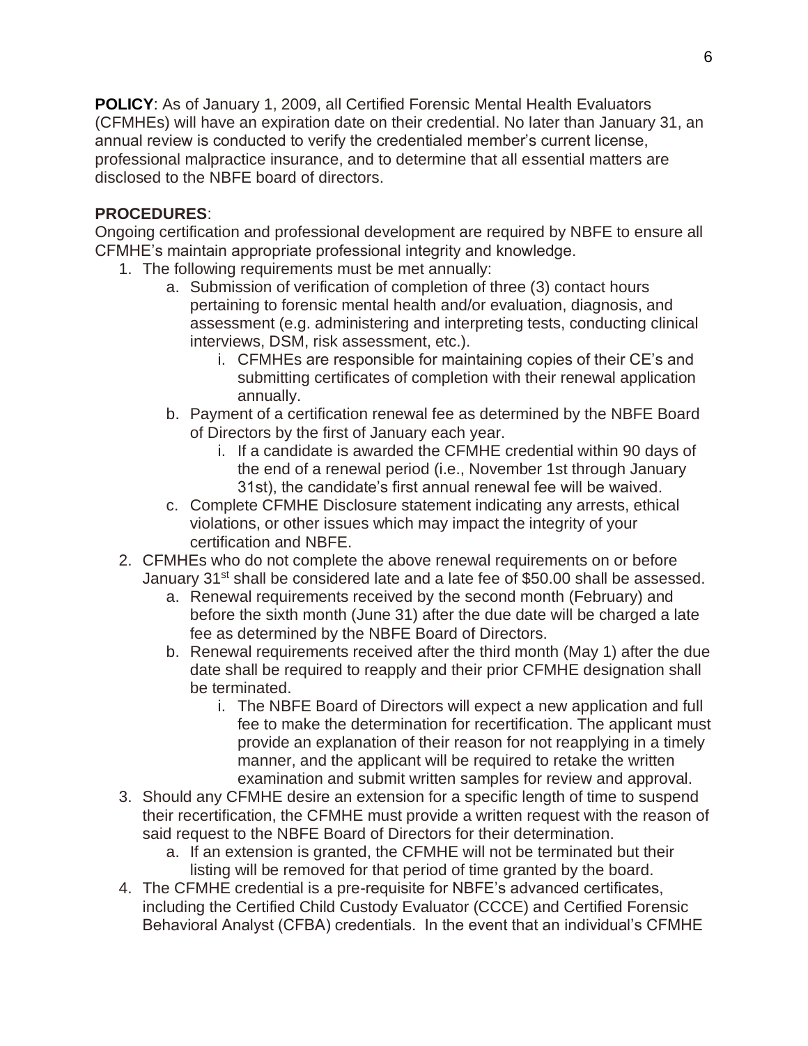**POLICY**: As of January 1, 2009, all Certified Forensic Mental Health Evaluators (CFMHEs) will have an expiration date on their credential. No later than January 31, an annual review is conducted to verify the credentialed member's current license, professional malpractice insurance, and to determine that all essential matters are disclosed to the NBFE board of directors.

**PROCEDURES**:
Ongoing certification and professional development are required by NBFE to ensure all CFMHE's maintain appropriate professional integrity and knowledge.

1. The following requirements must be met annually:
    a. Submission of verification of completion of three (3) contact hours pertaining to forensic mental health and/or evaluation, diagnosis, and assessment (e.g. administering and interpreting tests, conducting clinical interviews, DSM, risk assessment, etc.).
        i. CFMHEs are responsible for maintaining copies of their CE's and submitting certificates of completion with their renewal application annually.
    b. Payment of a certification renewal fee as determined by the NBFE Board of Directors by the first of January each year.
        i. If a candidate is awarded the CFMHE credential within 90 days of the end of a renewal period (i.e., November 1st through January 31st), the candidate's first annual renewal fee will be waived.
    c. Complete CFMHE Disclosure statement indicating any arrests, ethical violations, or other issues which may impact the integrity of your certification and NBFE.
2. CFMHEs who do not complete the above renewal requirements on or before January 31st shall be considered late and a late fee of $50.00 shall be assessed.
    a. Renewal requirements received by the second month (February) and before the sixth month (June 31) after the due date will be charged a late fee as determined by the NBFE Board of Directors.
    b. Renewal requirements received after the third month (May 1) after the due date shall be required to reapply and their prior CFMHE designation shall be terminated.
        i. The NBFE Board of Directors will expect a new application and full fee to make the determination for recertification. The applicant must provide an explanation of their reason for not reapplying in a timely manner, and the applicant will be required to retake the written examination and submit written samples for review and approval.
3. Should any CFMHE desire an extension for a specific length of time to suspend their recertification, the CFMHE must provide a written request with the reason of said request to the NBFE Board of Directors for their determination.
    a. If an extension is granted, the CFMHE will not be terminated but their listing will be removed for that period of time granted by the board.
4. The CFMHE credential is a pre-requisite for NBFE's advanced certificates, including the Certified Child Custody Evaluator (CCCE) and Certified Forensic Behavioral Analyst (CFBA) credentials. In the event that an individual's CFMHE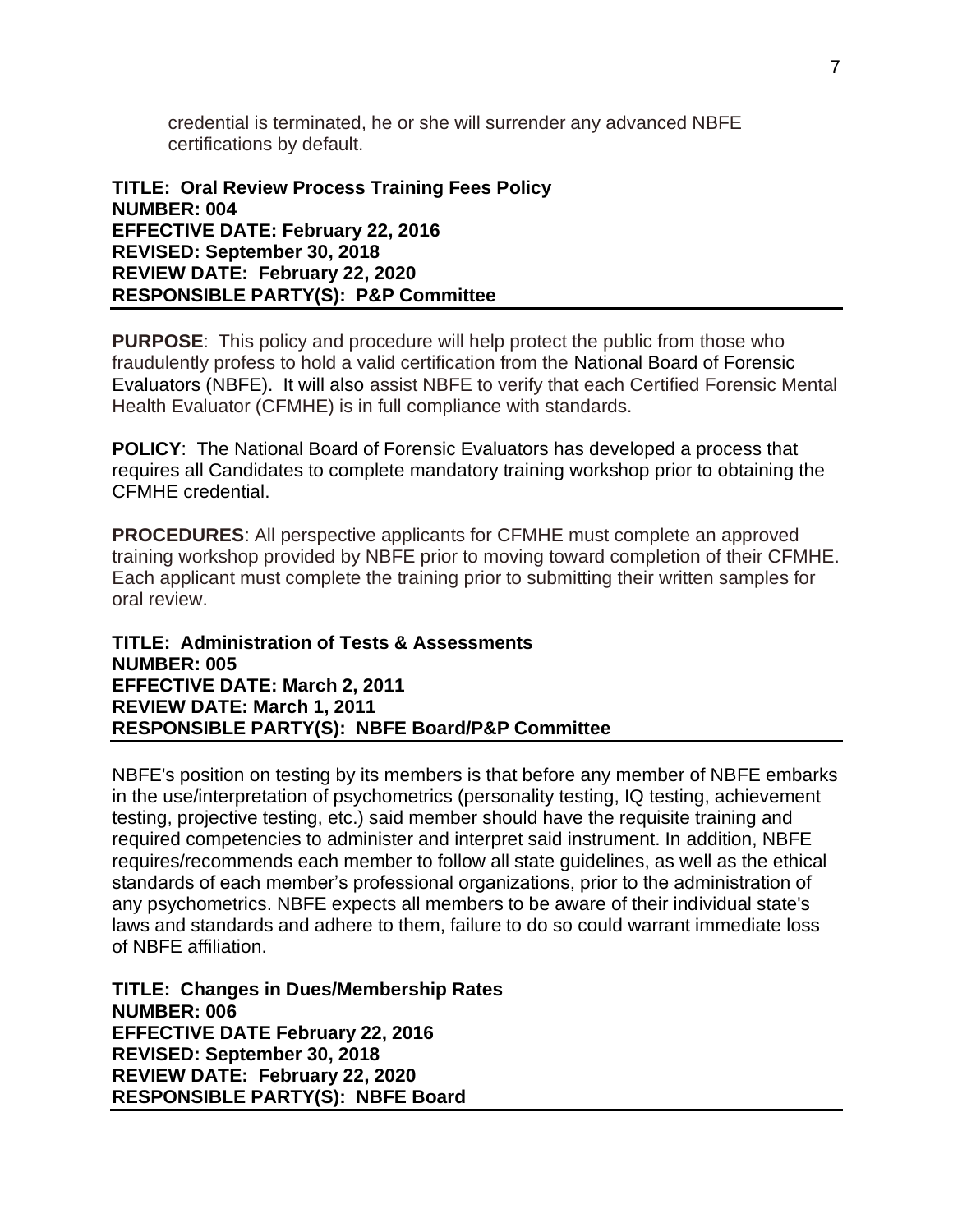credential is terminated, he or she will surrender any advanced NBFE certifications by default.

**TITLE: Oral Review Process Training Fees Policy**
**NUMBER: 004**
**EFFECTIVE DATE: February 22, 2016**
**REVISED: September 30, 2018**
**REVIEW DATE: February 22, 2020**
**RESPONSIBLE PARTY(S): P&P Committee**

---

**PURPOSE**: This policy and procedure will help protect the public from those who fraudulently profess to hold a valid certification from the National Board of Forensic Evaluators (NBFE). It will also assist NBFE to verify that each Certified Forensic Mental Health Evaluator (CFMHE) is in full compliance with standards.

**POLICY**: The National Board of Forensic Evaluators has developed a process that requires all Candidates to complete mandatory training workshop prior to obtaining the CFMHE credential.

**PROCEDURES**: All perspective applicants for CFMHE must complete an approved training workshop provided by NBFE prior to moving toward completion of their CFMHE. Each applicant must complete the training prior to submitting their written samples for oral review.

**TITLE: Administration of Tests & Assessments**
**NUMBER: 005**
**EFFECTIVE DATE: March 2, 2011**
**REVIEW DATE: March 1, 2011**
**RESPONSIBLE PARTY(S): NBFE Board/P&P Committee**

---

NBFE's position on testing by its members is that before any member of NBFE embarks in the use/interpretation of psychometrics (personality testing, IQ testing, achievement testing, projective testing, etc.) said member should have the requisite training and required competencies to administer and interpret said instrument. In addition, NBFE requires/recommends each member to follow all state guidelines, as well as the ethical standards of each member's professional organizations, prior to the administration of any psychometrics. NBFE expects all members to be aware of their individual state's laws and standards and adhere to them, failure to do so could warrant immediate loss of NBFE affiliation.

**TITLE: Changes in Dues/Membership Rates**
**NUMBER: 006**
**EFFECTIVE DATE February 22, 2016**
**REVISED: September 30, 2018**
**REVIEW DATE: February 22, 2020**
**RESPONSIBLE PARTY(S): NBFE Board**

---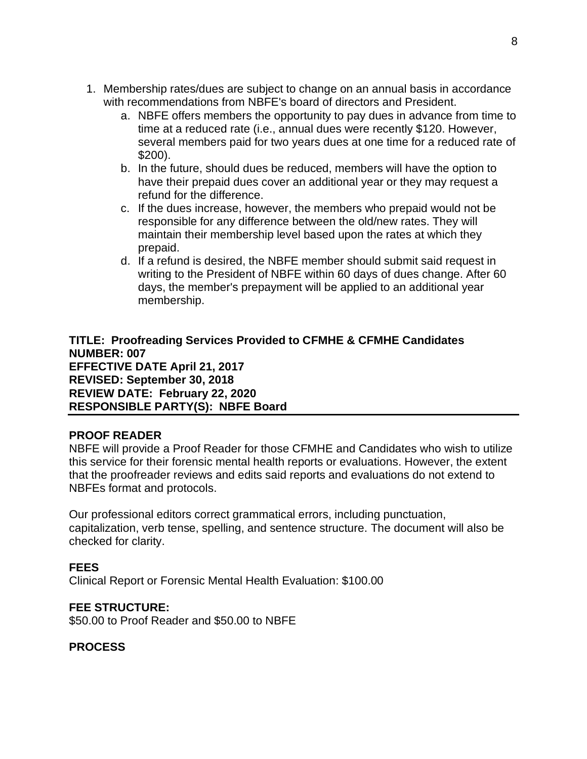1. Membership rates/dues are subject to change on an annual basis in accordance with recommendations from NBFE's board of directors and President.
    a. NBFE offers members the opportunity to pay dues in advance from time to time at a reduced rate (i.e., annual dues were recently $120. However, several members paid for two years dues at one time for a reduced rate of $200).
    b. In the future, should dues be reduced, members will have the option to have their prepaid dues cover an additional year or they may request a refund for the difference.
    c. If the dues increase, however, the members who prepaid would not be responsible for any difference between the old/new rates. They will maintain their membership level based upon the rates at which they prepaid.
    d. If a refund is desired, the NBFE member should submit said request in writing to the President of NBFE within 60 days of dues change. After 60 days, the member's prepayment will be applied to an additional year membership.

**TITLE: Proofreading Services Provided to CFMHE & CFMHE Candidates**
**NUMBER: 007**
**EFFECTIVE DATE April 21, 2017**
**REVISED: September 30, 2018**
**REVIEW DATE: February 22, 2020**
**RESPONSIBLE PARTY(S): NBFE Board**

---

**PROOF READER**

NBFE will provide a Proof Reader for those CFMHE and Candidates who wish to utilize this service for their forensic mental health reports or evaluations. However, the extent that the proofreader reviews and edits said reports and evaluations do not extend to NBFEs format and protocols.

Our professional editors correct grammatical errors, including punctuation, capitalization, verb tense, spelling, and sentence structure. The document will also be checked for clarity.

**FEES**

Clinical Report or Forensic Mental Health Evaluation: $100.00

**FEE STRUCTURE:**

$50.00 to Proof Reader and $50.00 to NBFE

**PROCESS**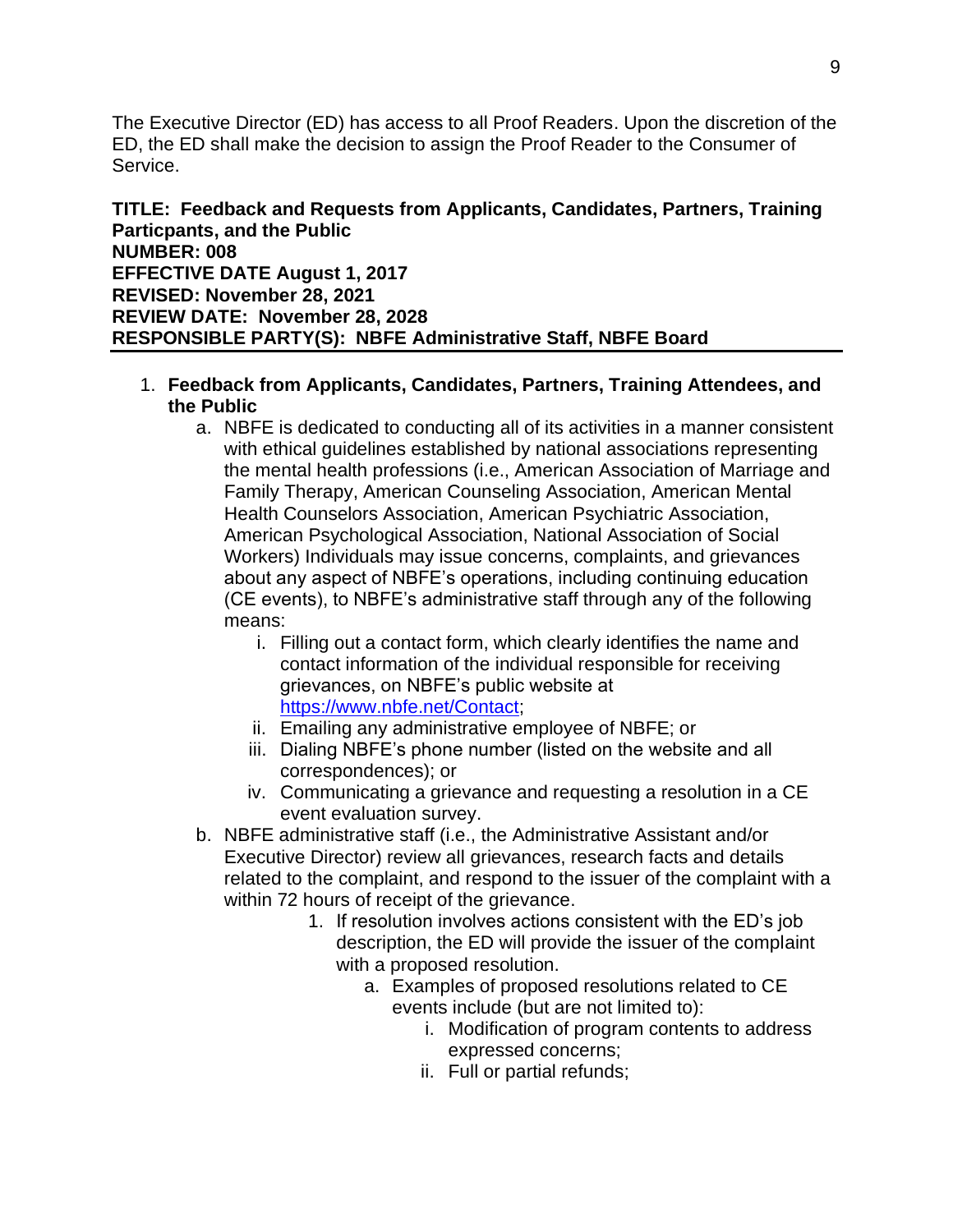The Executive Director (ED) has access to all Proof Readers. Upon the discretion of the ED, the ED shall make the decision to assign the Proof Reader to the Consumer of Service.

**TITLE: Feedback and Requests from Applicants, Candidates, Partners, Training Particpants, and the Public**
**NUMBER: 008**
**EFFECTIVE DATE August 1, 2017**
**REVISED: November 28, 2021**
**REVIEW DATE: November 28, 2028**
**RESPONSIBLE PARTY(S): NBFE Administrative Staff, NBFE Board**

---

1. **Feedback from Applicants, Candidates, Partners, Training Attendees, and the Public**
   a. NBFE is dedicated to conducting all of its activities in a manner consistent with ethical guidelines established by national associations representing the mental health professions (i.e., American Association of Marriage and Family Therapy, American Counseling Association, American Mental Health Counselors Association, American Psychiatric Association, American Psychological Association, National Association of Social Workers) Individuals may issue concerns, complaints, and grievances about any aspect of NBFE's operations, including continuing education (CE events), to NBFE's administrative staff through any of the following means:
      i. Filling out a contact form, which clearly identifies the name and contact information of the individual responsible for receiving grievances, on NBFE's public website at [https://www.nbfe.net/Contact](https://www.nbfe.net/Contact);
      ii. Emailing any administrative employee of NBFE; or
      iii. Dialing NBFE's phone number (listed on the website and all correspondences); or
      iv. Communicating a grievance and requesting a resolution in a CE event evaluation survey.
   b. NBFE administrative staff (i.e., the Administrative Assistant and/or Executive Director) review all grievances, research facts and details related to the complaint, and respond to the issuer of the complaint with a within 72 hours of receipt of the grievance.
      1. If resolution involves actions consistent with the ED's job description, the ED will provide the issuer of the complaint with a proposed resolution.
         a. Examples of proposed resolutions related to CE events include (but are not limited to):
            i. Modification of program contents to address expressed concerns;
            ii. Full or partial refunds;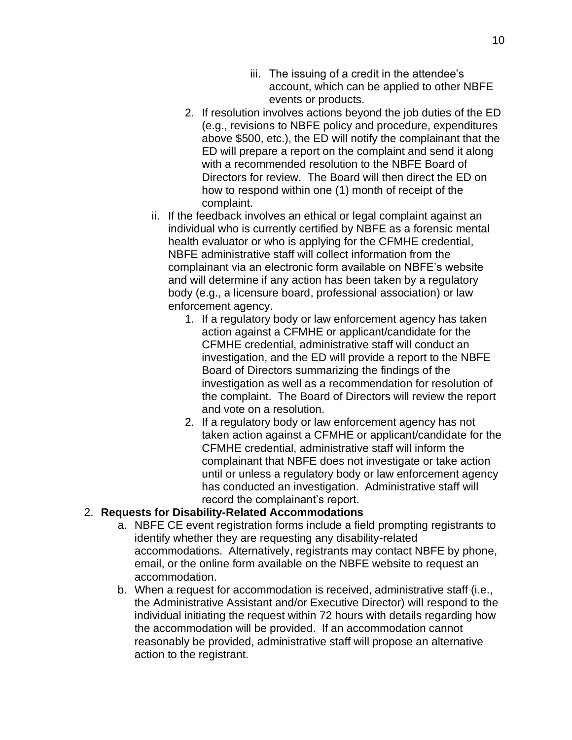iii. The issuing of a credit in the attendee's account, which can be applied to other NBFE events or products.

        2. If resolution involves actions beyond the job duties of the ED (e.g., revisions to NBFE policy and procedure, expenditures above $500, etc.), the ED will notify the complainant that the ED will prepare a report on the complaint and send it along with a recommended resolution to the NBFE Board of Directors for review. The Board will then direct the ED on how to respond within one (1) month of receipt of the complaint.

    ii. If the feedback involves an ethical or legal complaint against an individual who is currently certified by NBFE as a forensic mental health evaluator or who is applying for the CFMHE credential, NBFE administrative staff will collect information from the complainant via an electronic form available on NBFE's website and will determine if any action has been taken by a regulatory body (e.g., a licensure board, professional association) or law enforcement agency.

        1. If a regulatory body or law enforcement agency has taken action against a CFMHE or applicant/candidate for the CFMHE credential, administrative staff will conduct an investigation, and the ED will provide a report to the NBFE Board of Directors summarizing the findings of the investigation as well as a recommendation for resolution of the complaint. The Board of Directors will review the report and vote on a resolution.
        2. If a regulatory body or law enforcement agency has not taken action against a CFMHE or applicant/candidate for the CFMHE credential, administrative staff will inform the complainant that NBFE does not investigate or take action until or unless a regulatory body or law enforcement agency has conducted an investigation. Administrative staff will record the complainant's report.

2. **Requests for Disability-Related Accommodations**
    a. NBFE CE event registration forms include a field prompting registrants to identify whether they are requesting any disability-related accommodations. Alternatively, registrants may contact NBFE by phone, email, or the online form available on the NBFE website to request an accommodation.
    b. When a request for accommodation is received, administrative staff (i.e., the Administrative Assistant and/or Executive Director) will respond to the individual initiating the request within 72 hours with details regarding how the accommodation will be provided. If an accommodation cannot reasonably be provided, administrative staff will propose an alternative action to the registrant.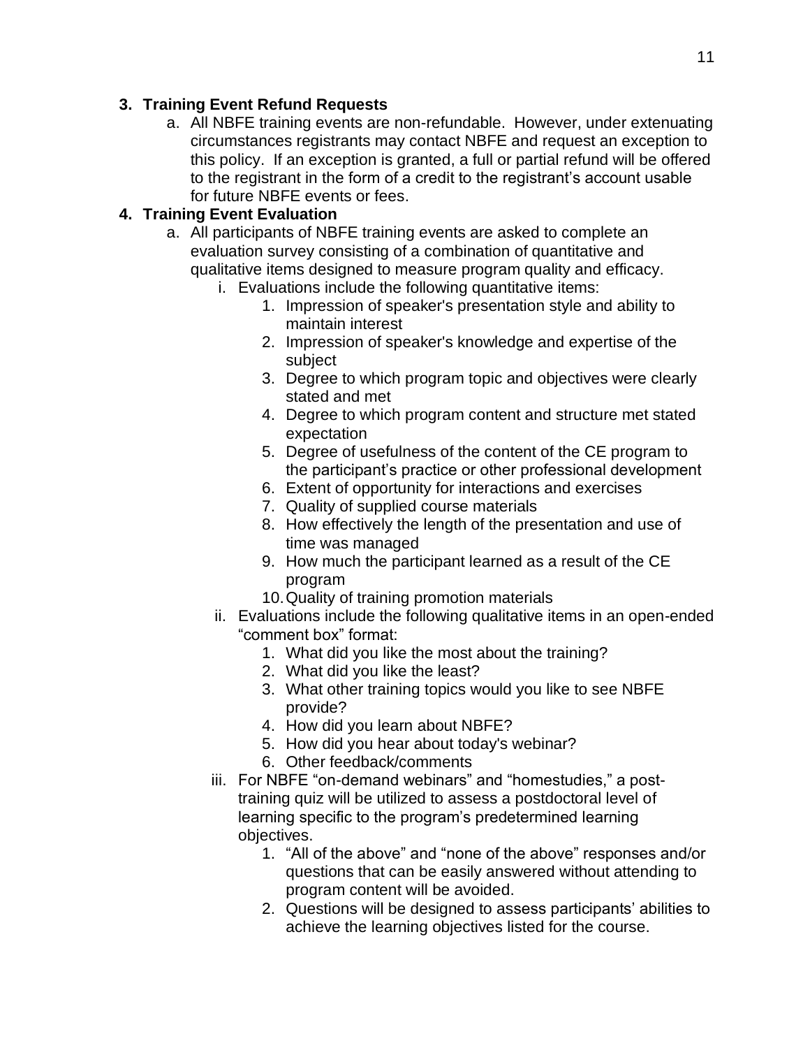3. **Training Event Refund Requests**
    a. All NBFE training events are non-refundable. However, under extenuating circumstances registrants may contact NBFE and request an exception to this policy. If an exception is granted, a full or partial refund will be offered to the registrant in the form of a credit to the registrant's account usable for future NBFE events or fees.
4. **Training Event Evaluation**
    a. All participants of NBFE training events are asked to complete an evaluation survey consisting of a combination of quantitative and qualitative items designed to measure program quality and efficacy.
        i. Evaluations include the following quantitative items:
            1. Impression of speaker's presentation style and ability to maintain interest
            2. Impression of speaker's knowledge and expertise of the subject
            3. Degree to which program topic and objectives were clearly stated and met
            4. Degree to which program content and structure met stated expectation
            5. Degree of usefulness of the content of the CE program to the participant's practice or other professional development
            6. Extent of opportunity for interactions and exercises
            7. Quality of supplied course materials
            8. How effectively the length of the presentation and use of time was managed
            9. How much the participant learned as a result of the CE program
            10. Quality of training promotion materials
        ii. Evaluations include the following qualitative items in an open-ended "comment box" format:
            1. What did you like the most about the training?
            2. What did you like the least?
            3. What other training topics would you like to see NBFE provide?
            4. How did you learn about NBFE?
            5. How did you hear about today's webinar?
            6. Other feedback/comments
        iii. For NBFE "on-demand webinars" and "homestudies," a post-training quiz will be utilized to assess a postdoctoral level of learning specific to the program's predetermined learning objectives.
            1. "All of the above" and "none of the above" responses and/or questions that can be easily answered without attending to program content will be avoided.
            2. Questions will be designed to assess participants' abilities to achieve the learning objectives listed for the course.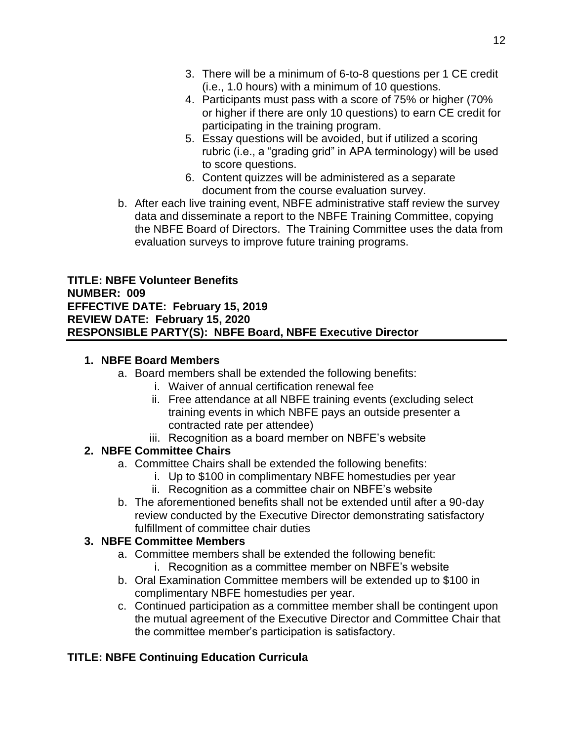3. There will be a minimum of 6-to-8 questions per 1 CE credit (i.e., 1.0 hours) with a minimum of 10 questions.
4. Participants must pass with a score of 75% or higher (70% or higher if there are only 10 questions) to earn CE credit for participating in the training program.
5. Essay questions will be avoided, but if utilized a scoring rubric (i.e., a "grading grid" in APA terminology) will be used to score questions.
6. Content quizzes will be administered as a separate document from the course evaluation survey.

b. After each live training event, NBFE administrative staff review the survey data and disseminate a report to the NBFE Training Committee, copying the NBFE Board of Directors. The Training Committee uses the data from evaluation surveys to improve future training programs.

**TITLE: NBFE Volunteer Benefits**
**NUMBER: 009**
**EFFECTIVE DATE: February 15, 2019**
**REVIEW DATE: February 15, 2020**
**RESPONSIBLE PARTY(S): NBFE Board, NBFE Executive Director**

---

1. **NBFE Board Members**
   a. Board members shall be extended the following benefits:
      i. Waiver of annual certification renewal fee
      ii. Free attendance at all NBFE training events (excluding select training events in which NBFE pays an outside presenter a contracted rate per attendee)
      iii. Recognition as a board member on NBFE's website
2. **NBFE Committee Chairs**
   a. Committee Chairs shall be extended the following benefits:
      i. Up to $100 in complimentary NBFE homestudies per year
      ii. Recognition as a committee chair on NBFE's website
   b. The aforementioned benefits shall not be extended until after a 90-day review conducted by the Executive Director demonstrating satisfactory fulfillment of committee chair duties
3. **NBFE Committee Members**
   a. Committee members shall be extended the following benefit:
      i. Recognition as a committee member on NBFE's website
   b. Oral Examination Committee members will be extended up to $100 in complimentary NBFE homestudies per year.
   c. Continued participation as a committee member shall be contingent upon the mutual agreement of the Executive Director and Committee Chair that the committee member's participation is satisfactory.

**TITLE: NBFE Continuing Education Curricula**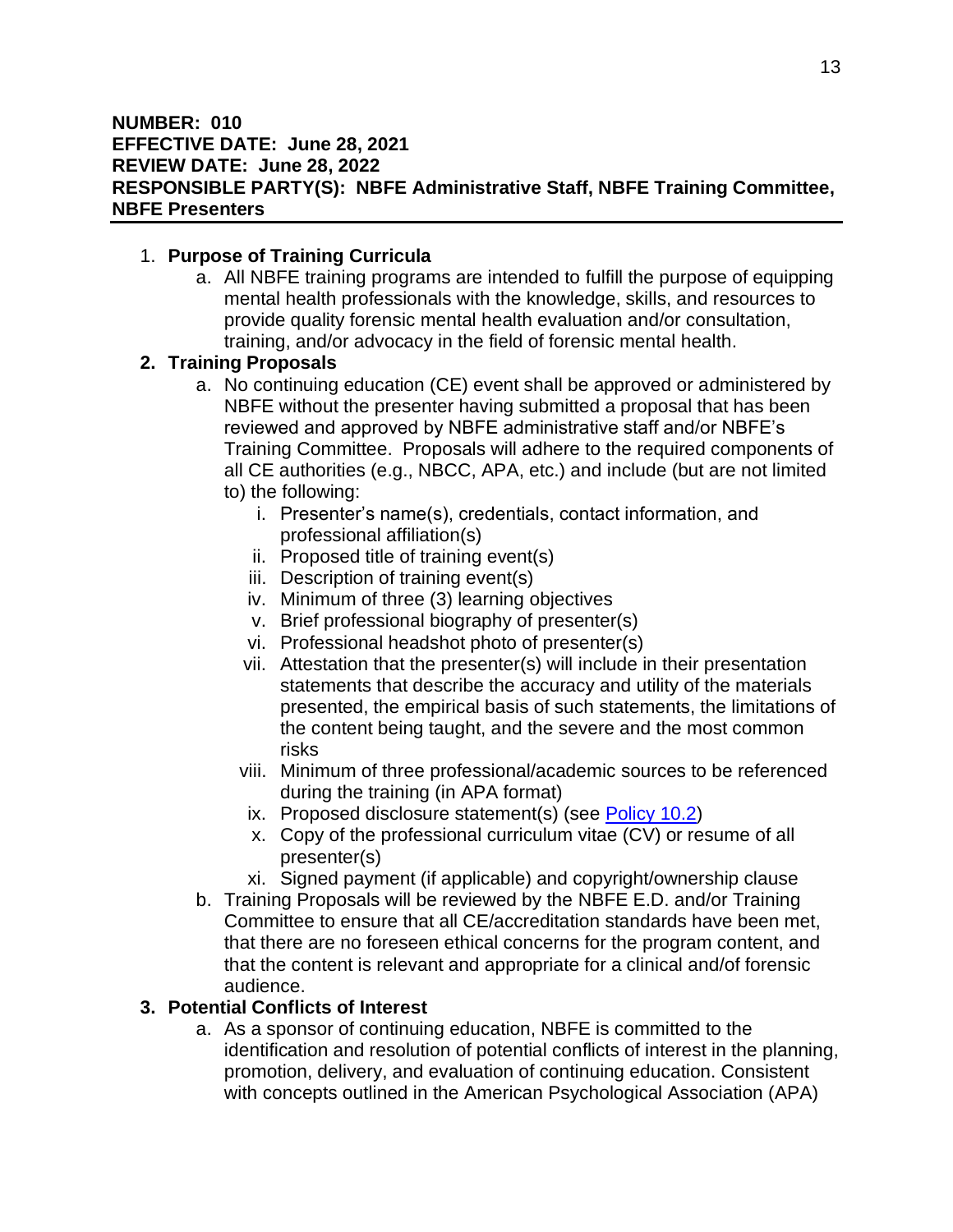**NUMBER: 010**
**EFFECTIVE DATE: June 28, 2021**
**REVIEW DATE: June 28, 2022**
**RESPONSIBLE PARTY(S): NBFE Administrative Staff, NBFE Training Committee, NBFE Presenters**

---

1. **Purpose of Training Curricula**
   a. All NBFE training programs are intended to fulfill the purpose of equipping mental health professionals with the knowledge, skills, and resources to provide quality forensic mental health evaluation and/or consultation, training, and/or advocacy in the field of forensic mental health.
2. **Training Proposals**
   a. No continuing education (CE) event shall be approved or administered by NBFE without the presenter having submitted a proposal that has been reviewed and approved by NBFE administrative staff and/or NBFE's Training Committee. Proposals will adhere to the required components of all CE authorities (e.g., NBCC, APA, etc.) and include (but are not limited to) the following:
      i. Presenter's name(s), credentials, contact information, and professional affiliation(s)
      ii. Proposed title of training event(s)
      iii. Description of training event(s)
      iv. Minimum of three (3) learning objectives
      v. Brief professional biography of presenter(s)
      vi. Professional headshot photo of presenter(s)
      vii. Attestation that the presenter(s) will include in their presentation statements that describe the accuracy and utility of the materials presented, the empirical basis of such statements, the limitations of the content being taught, and the severe and the most common risks
      viii. Minimum of three professional/academic sources to be referenced during the training (in APA format)
      ix. Proposed disclosure statement(s) (see Policy 10.2)
      x. Copy of the professional curriculum vitae (CV) or resume of all presenter(s)
      xi. Signed payment (if applicable) and copyright/ownership clause

   b. Training Proposals will be reviewed by the NBFE E.D. and/or Training Committee to ensure that all CE/accreditation standards have been met, that there are no foreseen ethical concerns for the program content, and that the content is relevant and appropriate for a clinical and/of forensic audience.
3. **Potential Conflicts of Interest**
   a. As a sponsor of continuing education, NBFE is committed to the identification and resolution of potential conflicts of interest in the planning, promotion, delivery, and evaluation of continuing education. Consistent with concepts outlined in the American Psychological Association (APA)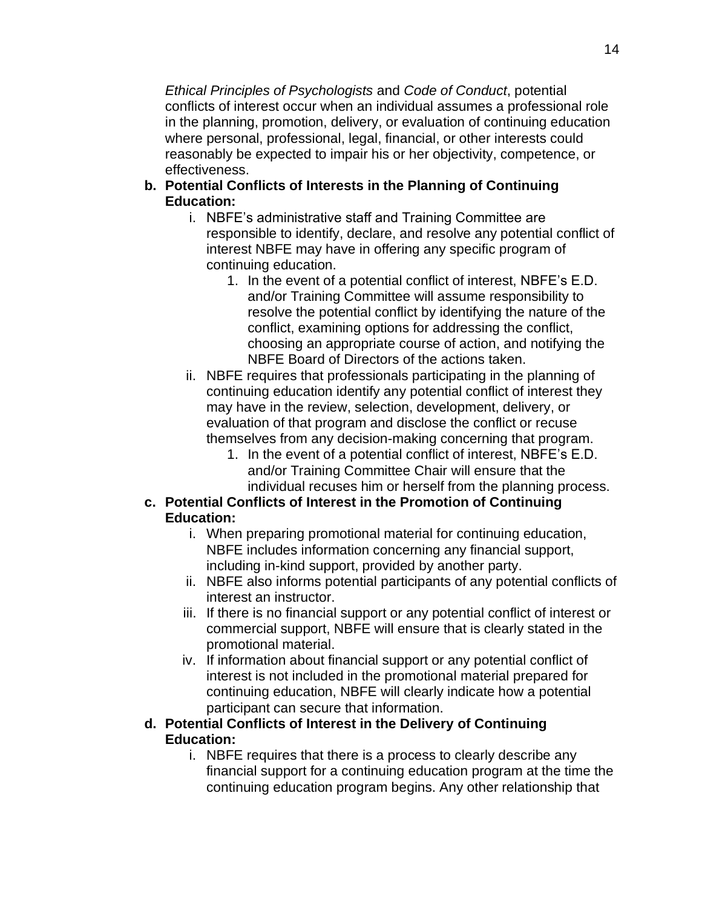*Ethical Principles of Psychologists* and *Code of Conduct*, potential conflicts of interest occur when an individual assumes a professional role in the planning, promotion, delivery, or evaluation of continuing education where personal, professional, legal, financial, or other interests could reasonably be expected to impair his or her objectivity, competence, or effectiveness.

**b. Potential Conflicts of Interests in the Planning of Continuing Education:**

i. NBFE's administrative staff and Training Committee are responsible to identify, declare, and resolve any potential conflict of interest NBFE may have in offering any specific program of continuing education.

1. In the event of a potential conflict of interest, NBFE's E.D. and/or Training Committee will assume responsibility to resolve the potential conflict by identifying the nature of the conflict, examining options for addressing the conflict, choosing an appropriate course of action, and notifying the NBFE Board of Directors of the actions taken.

ii. NBFE requires that professionals participating in the planning of continuing education identify any potential conflict of interest they may have in the review, selection, development, delivery, or evaluation of that program and disclose the conflict or recuse themselves from any decision-making concerning that program.

1. In the event of a potential conflict of interest, NBFE's E.D. and/or Training Committee Chair will ensure that the individual recuses him or herself from the planning process.

**c. Potential Conflicts of Interest in the Promotion of Continuing Education:**

i. When preparing promotional material for continuing education, NBFE includes information concerning any financial support, including in-kind support, provided by another party.

ii. NBFE also informs potential participants of any potential conflicts of interest an instructor.

iii. If there is no financial support or any potential conflict of interest or commercial support, NBFE will ensure that is clearly stated in the promotional material.

iv. If information about financial support or any potential conflict of interest is not included in the promotional material prepared for continuing education, NBFE will clearly indicate how a potential participant can secure that information.

**d. Potential Conflicts of Interest in the Delivery of Continuing Education:**

i. NBFE requires that there is a process to clearly describe any financial support for a continuing education program at the time the continuing education program begins. Any other relationship that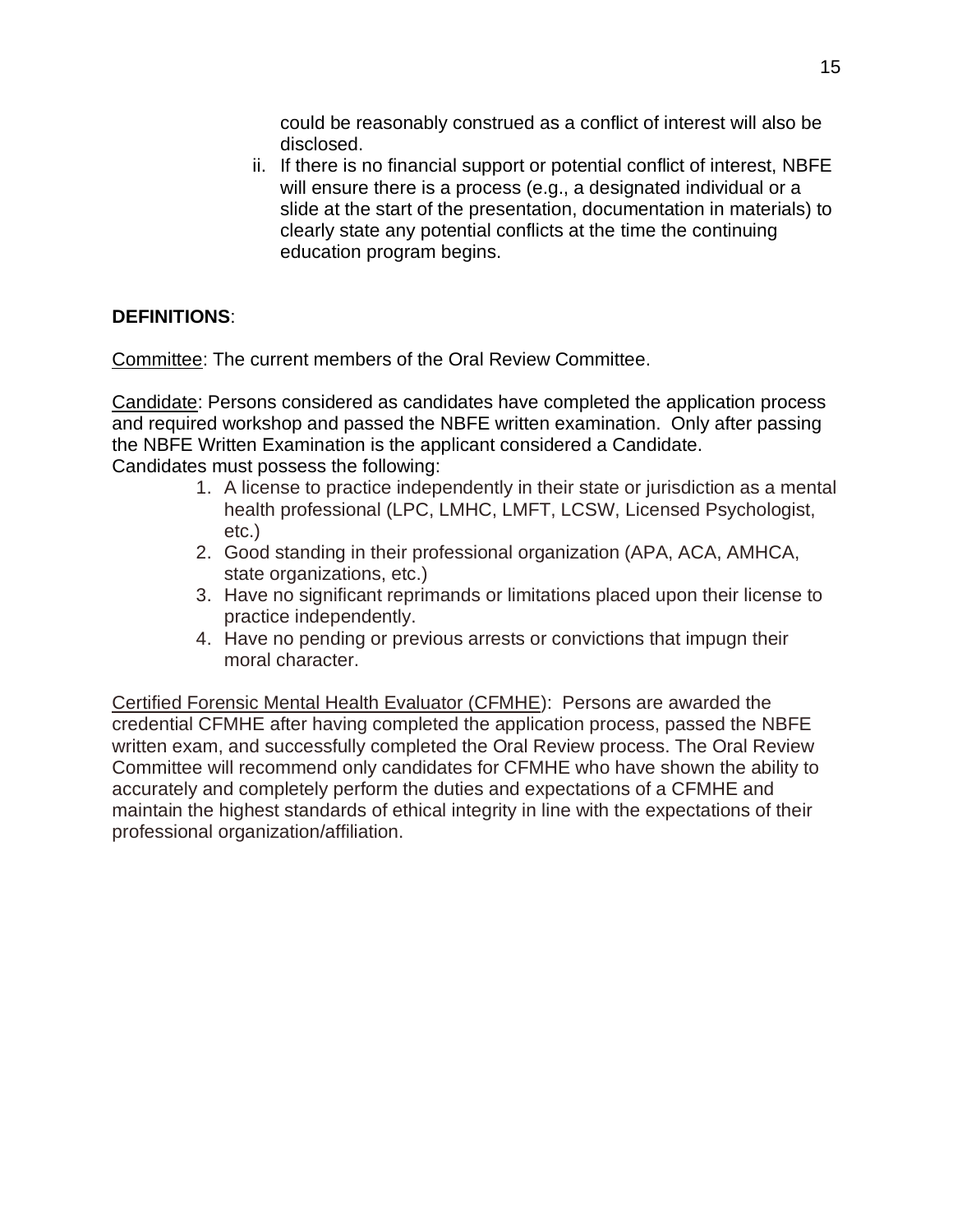could be reasonably construed as a conflict of interest will also be disclosed.

ii. If there is no financial support or potential conflict of interest, NBFE will ensure there is a process (e.g., a designated individual or a slide at the start of the presentation, documentation in materials) to clearly state any potential conflicts at the time the continuing education program begins.

**DEFINITIONS**:

Committee: The current members of the Oral Review Committee.

Candidate: Persons considered as candidates have completed the application process and required workshop and passed the NBFE written examination. Only after passing the NBFE Written Examination is the applicant considered a Candidate.
Candidates must possess the following:

1. A license to practice independently in their state or jurisdiction as a mental health professional (LPC, LMHC, LMFT, LCSW, Licensed Psychologist, etc.)
2. Good standing in their professional organization (APA, ACA, AMHCA, state organizations, etc.)
3. Have no significant reprimands or limitations placed upon their license to practice independently.
4. Have no pending or previous arrests or convictions that impugn their moral character.

Certified Forensic Mental Health Evaluator (CFMHE): Persons are awarded the credential CFMHE after having completed the application process, passed the NBFE written exam, and successfully completed the Oral Review process. The Oral Review Committee will recommend only candidates for CFMHE who have shown the ability to accurately and completely perform the duties and expectations of a CFMHE and maintain the highest standards of ethical integrity in line with the expectations of their professional organization/affiliation.